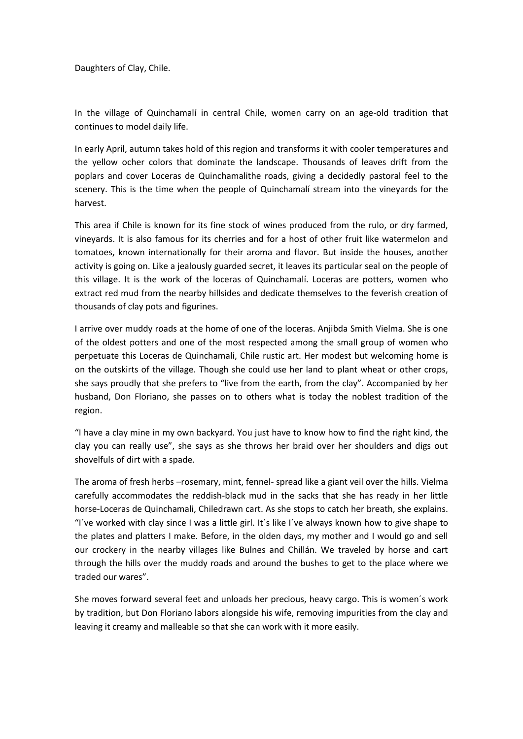Daughters of Clay, Chile.

In the village of Quinchamalí in central Chile, women carry on an age-old tradition that continues to model daily life.

In early April, autumn takes hold of this region and transforms it with cooler temperatures and the yellow ocher colors that dominate the landscape. Thousands of leaves drift from the poplars and cover Loceras de Quinchamalithe roads, giving a decidedly pastoral feel to the scenery. This is the time when the people of Quinchamalí stream into the vineyards for the harvest.

This area if Chile is known for its fine stock of wines produced from the rulo, or dry farmed, vineyards. It is also famous for its cherries and for a host of other fruit like watermelon and tomatoes, known internationally for their aroma and flavor. But inside the houses, another activity is going on. Like a jealously guarded secret, it leaves its particular seal on the people of this village. It is the work of the loceras of Quinchamalí. Loceras are potters, women who extract red mud from the nearby hillsides and dedicate themselves to the feverish creation of thousands of clay pots and figurines.

I arrive over muddy roads at the home of one of the loceras. Anjibda Smith Vielma. She is one of the oldest potters and one of the most respected among the small group of women who perpetuate this Loceras de Quinchamali, Chile rustic art. Her modest but welcoming home is on the outskirts of the village. Though she could use her land to plant wheat or other crops, she says proudly that she prefers to "live from the earth, from the clay". Accompanied by her husband, Don Floriano, she passes on to others what is today the noblest tradition of the region.

"I have a clay mine in my own backyard. You just have to know how to find the right kind, the clay you can really use", she says as she throws her braid over her shoulders and digs out shovelfuls of dirt with a spade.

The aroma of fresh herbs –rosemary, mint, fennel- spread like a giant veil over the hills. Vielma carefully accommodates the reddish-black mud in the sacks that she has ready in her little horse-Loceras de Quinchamali, Chiledrawn cart. As she stops to catch her breath, she explains. "I´ve worked with clay since I was a little girl. It´s like I´ve always known how to give shape to the plates and platters I make. Before, in the olden days, my mother and I would go and sell our crockery in the nearby villages like Bulnes and Chillán. We traveled by horse and cart through the hills over the muddy roads and around the bushes to get to the place where we traded our wares".

She moves forward several feet and unloads her precious, heavy cargo. This is women´s work by tradition, but Don Floriano labors alongside his wife, removing impurities from the clay and leaving it creamy and malleable so that she can work with it more easily.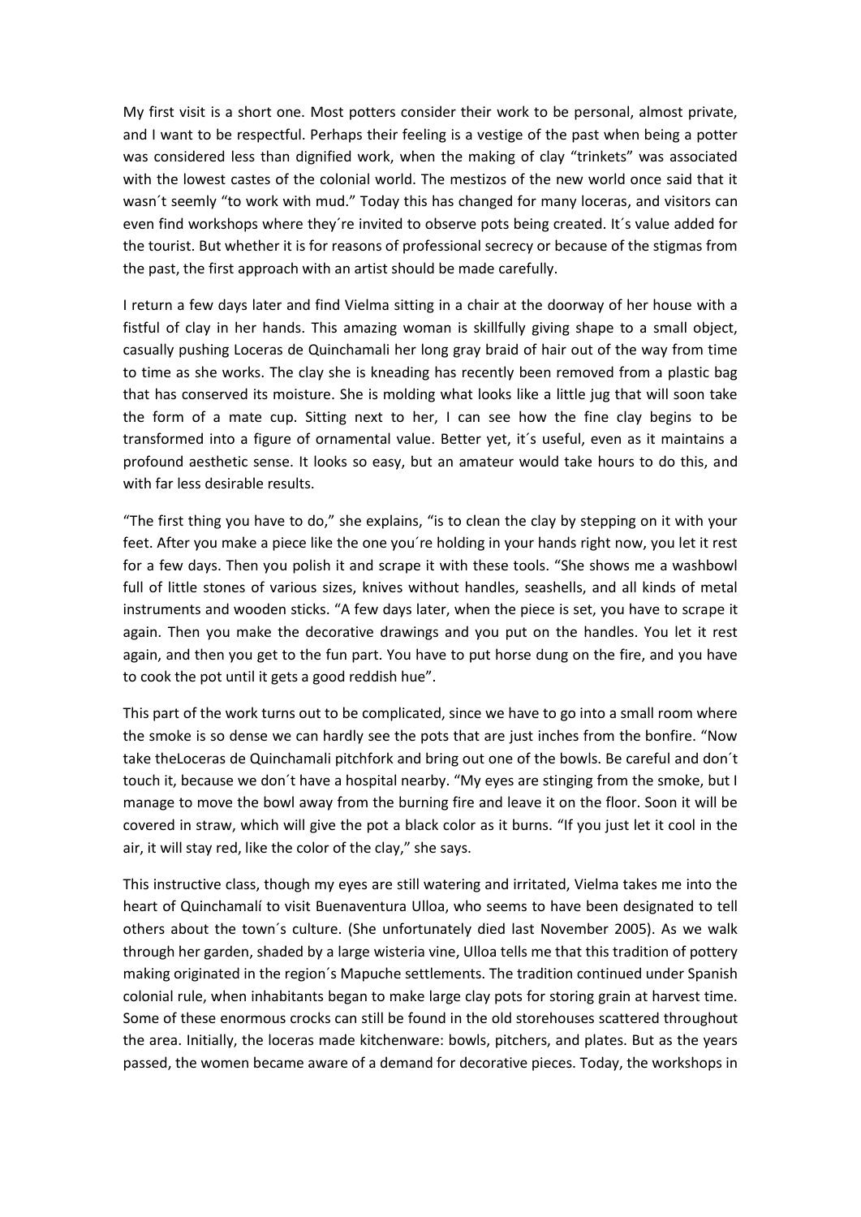My first visit is a short one. Most potters consider their work to be personal, almost private, and I want to be respectful. Perhaps their feeling is a vestige of the past when being a potter was considered less than dignified work, when the making of clay "trinkets" was associated with the lowest castes of the colonial world. The mestizos of the new world once said that it wasn´t seemly "to work with mud." Today this has changed for many loceras, and visitors can even find workshops where they´re invited to observe pots being created. It´s value added for the tourist. But whether it is for reasons of professional secrecy or because of the stigmas from the past, the first approach with an artist should be made carefully.

I return a few days later and find Vielma sitting in a chair at the doorway of her house with a fistful of clay in her hands. This amazing woman is skillfully giving shape to a small object, casually pushing Loceras de Quinchamali her long gray braid of hair out of the way from time to time as she works. The clay she is kneading has recently been removed from a plastic bag that has conserved its moisture. She is molding what looks like a little jug that will soon take the form of a mate cup. Sitting next to her, I can see how the fine clay begins to be transformed into a figure of ornamental value. Better yet, it´s useful, even as it maintains a profound aesthetic sense. It looks so easy, but an amateur would take hours to do this, and with far less desirable results.

"The first thing you have to do," she explains, "is to clean the clay by stepping on it with your feet. After you make a piece like the one you´re holding in your hands right now, you let it rest for a few days. Then you polish it and scrape it with these tools. "She shows me a washbowl full of little stones of various sizes, knives without handles, seashells, and all kinds of metal instruments and wooden sticks. "A few days later, when the piece is set, you have to scrape it again. Then you make the decorative drawings and you put on the handles. You let it rest again, and then you get to the fun part. You have to put horse dung on the fire, and you have to cook the pot until it gets a good reddish hue".

This part of the work turns out to be complicated, since we have to go into a small room where the smoke is so dense we can hardly see the pots that are just inches from the bonfire. "Now take theLoceras de Quinchamali pitchfork and bring out one of the bowls. Be careful and don´t touch it, because we don´t have a hospital nearby. "My eyes are stinging from the smoke, but I manage to move the bowl away from the burning fire and leave it on the floor. Soon it will be covered in straw, which will give the pot a black color as it burns. "If you just let it cool in the air, it will stay red, like the color of the clay," she says.

This instructive class, though my eyes are still watering and irritated, Vielma takes me into the heart of Quinchamalí to visit Buenaventura Ulloa, who seems to have been designated to tell others about the town´s culture. (She unfortunately died last November 2005). As we walk through her garden, shaded by a large wisteria vine, Ulloa tells me that this tradition of pottery making originated in the region´s Mapuche settlements. The tradition continued under Spanish colonial rule, when inhabitants began to make large clay pots for storing grain at harvest time. Some of these enormous crocks can still be found in the old storehouses scattered throughout the area. Initially, the loceras made kitchenware: bowls, pitchers, and plates. But as the years passed, the women became aware of a demand for decorative pieces. Today, the workshops in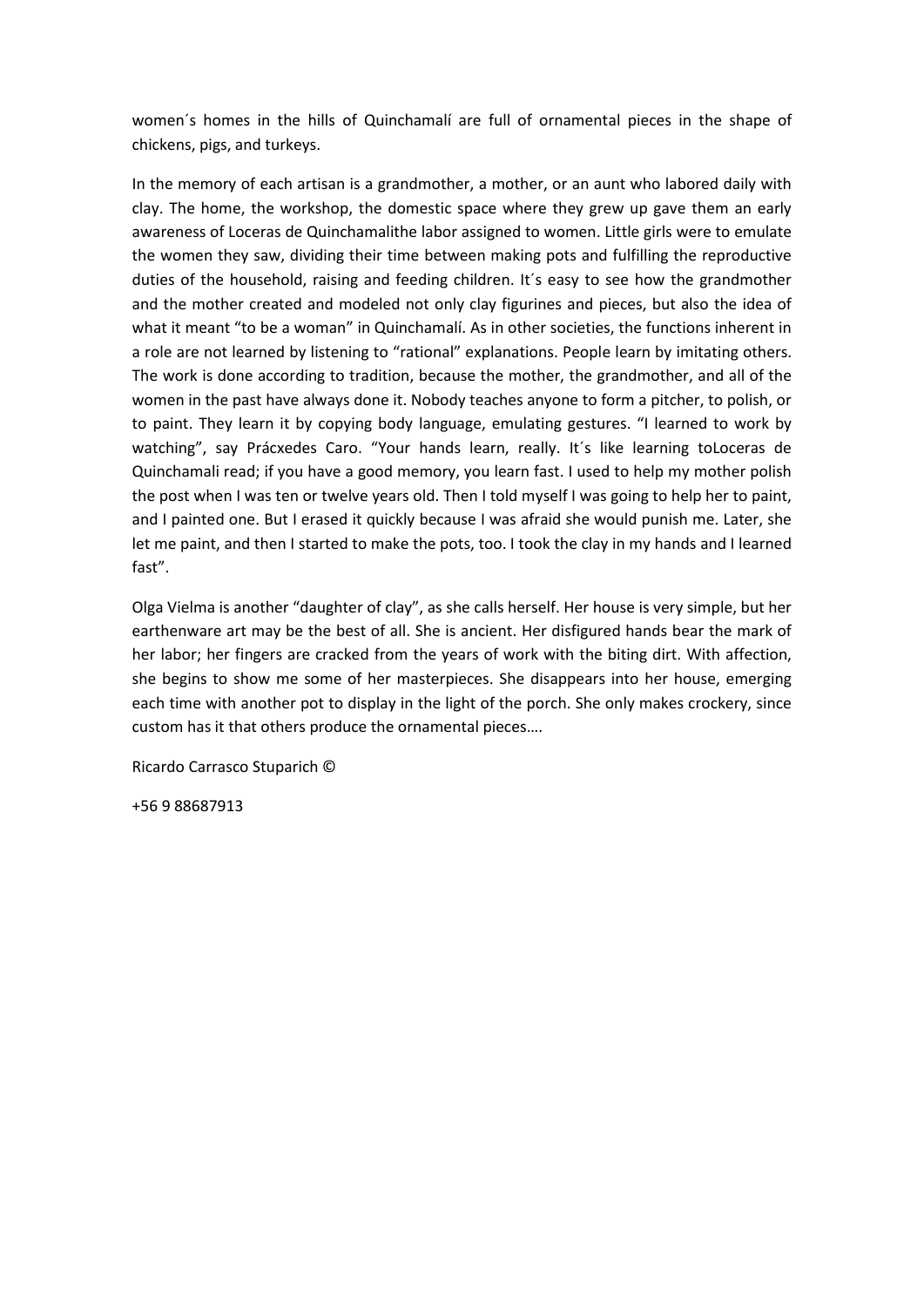women´s homes in the hills of Quinchamalí are full of ornamental pieces in the shape of chickens, pigs, and turkeys.

In the memory of each artisan is a grandmother, a mother, or an aunt who labored daily with clay. The home, the workshop, the domestic space where they grew up gave them an early awareness of Loceras de Quinchamalithe labor assigned to women. Little girls were to emulate the women they saw, dividing their time between making pots and fulfilling the reproductive duties of the household, raising and feeding children. It´s easy to see how the grandmother and the mother created and modeled not only clay figurines and pieces, but also the idea of what it meant "to be a woman" in Quinchamalí. As in other societies, the functions inherent in a role are not learned by listening to "rational" explanations. People learn by imitating others. The work is done according to tradition, because the mother, the grandmother, and all of the women in the past have always done it. Nobody teaches anyone to form a pitcher, to polish, or to paint. They learn it by copying body language, emulating gestures. "I learned to work by watching", say Prácxedes Caro. "Your hands learn, really. It´s like learning toLoceras de Quinchamali read; if you have a good memory, you learn fast. I used to help my mother polish the post when I was ten or twelve years old. Then I told myself I was going to help her to paint, and I painted one. But I erased it quickly because I was afraid she would punish me. Later, she let me paint, and then I started to make the pots, too. I took the clay in my hands and I learned fast".

Olga Vielma is another "daughter of clay", as she calls herself. Her house is very simple, but her earthenware art may be the best of all. She is ancient. Her disfigured hands bear the mark of her labor; her fingers are cracked from the years of work with the biting dirt. With affection, she begins to show me some of her masterpieces. She disappears into her house, emerging each time with another pot to display in the light of the porch. She only makes crockery, since custom has it that others produce the ornamental pieces….

Ricardo Carrasco Stuparich ©

+56 9 88687913